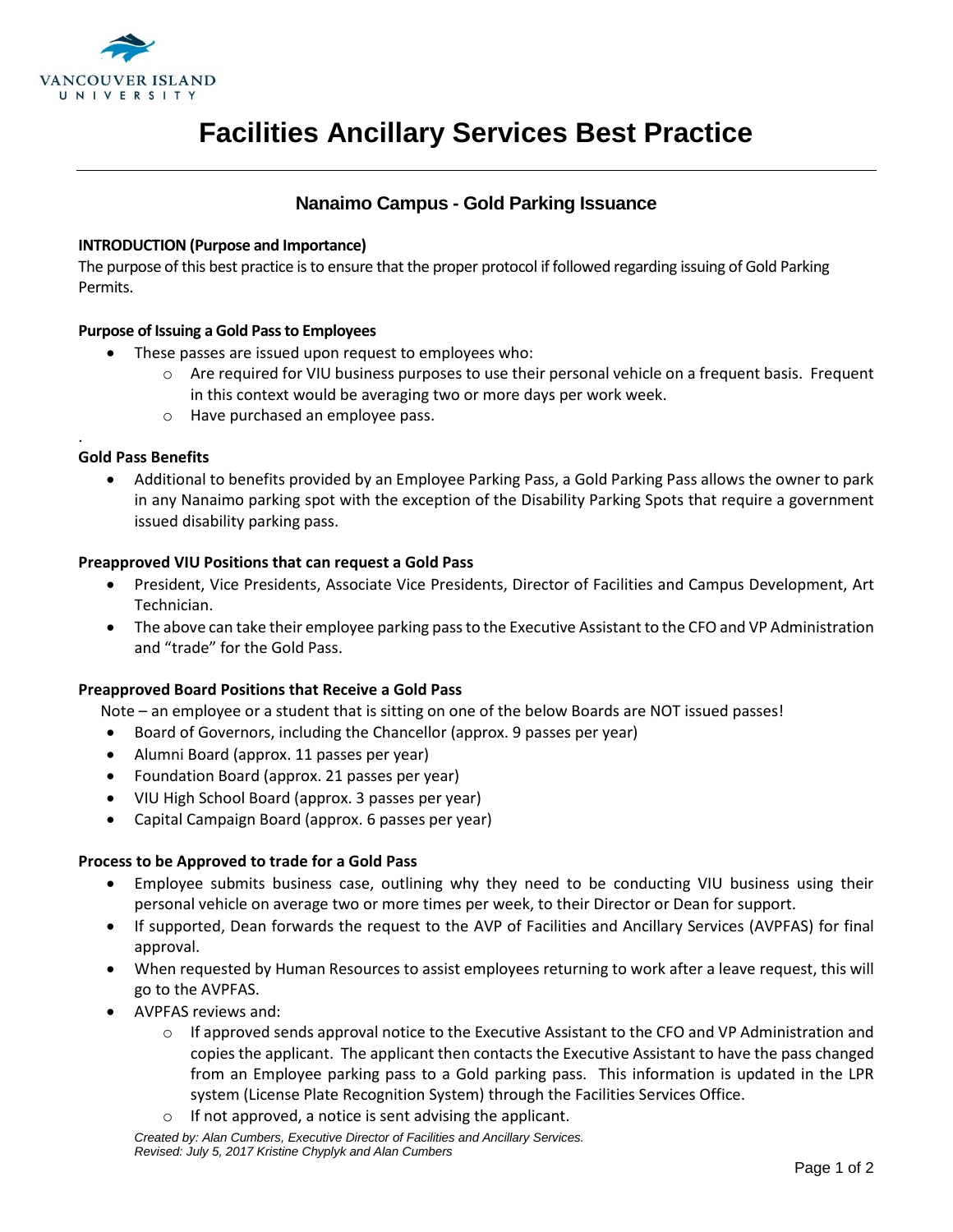# Facilities Ancillary Services Best Practice

## Nanaimo Campus - Gold Parking Issuance

**INTRODUCTION (Purpose and Importance)**

The purpose of this best practice is to ensure that the proper protocol if followed regarding issuing of Gold Parking Permits.

**Purpose of Issuing a Gold Pass to Employees**

- These passes are issued upon request to employees who:
  - Are required for VIU business purposes to use their personal vehicle on a frequent basis. Frequent in this context would be averaging two or more days per work week.
  - Have purchased an employee pass.

.

**Gold Pass Benefits**

- Additional to benefits provided by an Employee Parking Pass, a Gold Parking Pass allows the owner to park in any Nanaimo parking spot with the exception of the Disability Parking Spots that require a government issued disability parking pass.

**Preapproved VIU Positions that can request a Gold Pass**

- President, Vice Presidents, Associate Vice Presidents, Director of Facilities and Campus Development, Art Technician.
- The above can take their employee parking pass to the Executive Assistant to the CFO and VP Administration and "trade" for the Gold Pass.

**Preapproved Board Positions that Receive a Gold Pass**

Note – an employee or a student that is sitting on one of the below Boards are NOT issued passes!

- Board of Governors, including the Chancellor (approx. 9 passes per year)
- Alumni Board (approx. 11 passes per year)
- Foundation Board (approx. 21 passes per year)
- VIU High School Board (approx. 3 passes per year)
- Capital Campaign Board (approx. 6 passes per year)

**Process to be Approved to trade for a Gold Pass**

- Employee submits business case, outlining why they need to be conducting VIU business using their personal vehicle on average two or more times per week, to their Director or Dean for support.
- If supported, Dean forwards the request to the AVP of Facilities and Ancillary Services (AVPFAS) for final approval.
- When requested by Human Resources to assist employees returning to work after a leave request, this will go to the AVPFAS.
- AVPFAS reviews and:
  - If approved sends approval notice to the Executive Assistant to the CFO and VP Administration and copies the applicant. The applicant then contacts the Executive Assistant to have the pass changed from an Employee parking pass to a Gold parking pass. This information is updated in the LPR system (License Plate Recognition System) through the Facilities Services Office.
  - If not approved, a notice is sent advising the applicant.

*Created by: Alan Cumbers, Executive Director of Facilities and Ancillary Services.*
*Revised: July 5, 2017 Kristine Chyplyk and Alan Cumbers*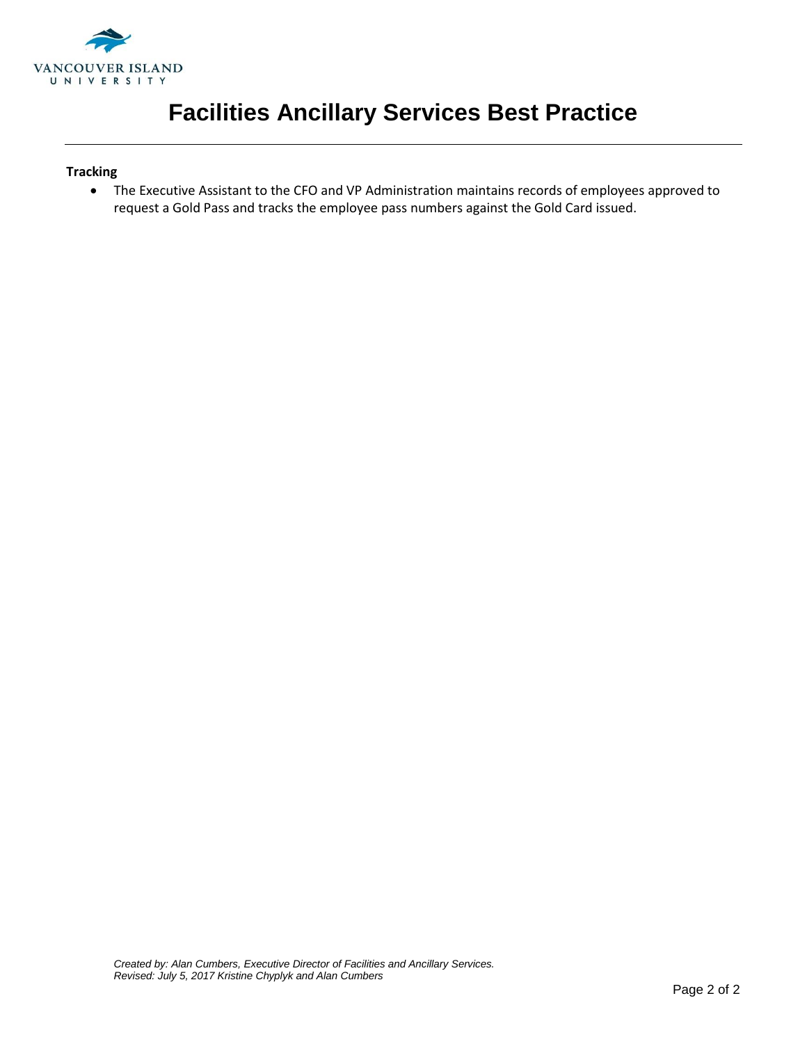# Facilities Ancillary Services Best Practice

**Tracking**

- The Executive Assistant to the CFO and VP Administration maintains records of employees approved to request a Gold Pass and tracks the employee pass numbers against the Gold Card issued.

*Created by: Alan Cumbers, Executive Director of Facilities and Ancillary Services.*
*Revised: July 5, 2017 Kristine Chyplyk and Alan Cumbers*